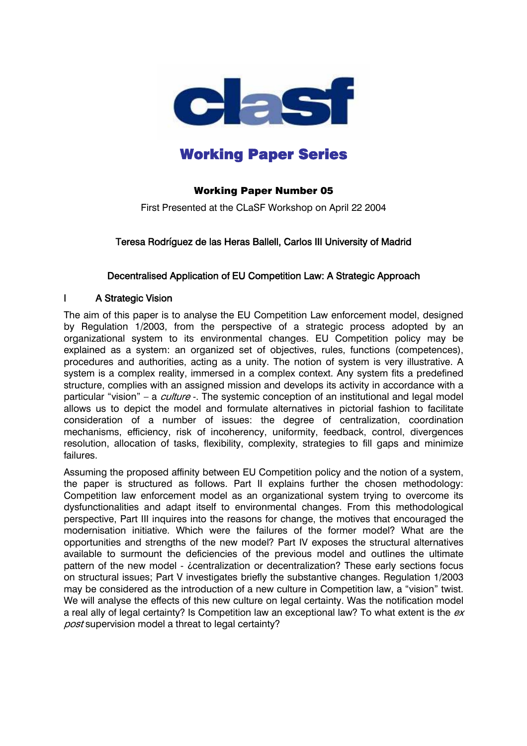clasf

**Working Paper Series**

**Working Paper Number 05**

First Presented at the CLaSF Workshop on April 22 2004

Teresa Rodríguez de las Heras Ballell, Carlos III University of Madrid

# Decentralised Application of EU Competition Law: A Strategic Approach

## I A Strategic Vision

The aim of this paper is to analyse the EU Competition Law enforcement model, designed by Regulation 1/2003, from the perspective of a strategic process adopted by an organizational system to its environmental changes. EU Competition policy may be explained as a system: an organized set of objectives, rules, functions (competences), procedures and authorities, acting as a unity. The notion of system is very illustrative. A system is a complex reality, immersed in a complex context. Any system fits a predefined structure, complies with an assigned mission and develops its activity in accordance with a particular "vision" – a *culture* -. The systemic conception of an institutional and legal model allows us to depict the model and formulate alternatives in pictorial fashion to facilitate consideration of a number of issues: the degree of centralization, coordination mechanisms, efficiency, risk of incoherency, uniformity, feedback, control, divergences resolution, allocation of tasks, flexibility, complexity, strategies to fill gaps and minimize failures.

Assuming the proposed affinity between EU Competition policy and the notion of a system, the paper is structured as follows. Part II explains further the chosen methodology: Competition law enforcement model as an organizational system trying to overcome its dysfunctionalities and adapt itself to environmental changes. From this methodological perspective, Part III inquires into the reasons for change, the motives that encouraged the modernisation initiative. Which were the failures of the former model? What are the opportunities and strengths of the new model? Part IV exposes the structural alternatives available to surmount the deficiencies of the previous model and outlines the ultimate pattern of the new model - ¿centralization or decentralization? These early sections focus on structural issues; Part V investigates briefly the substantive changes. Regulation 1/2003 may be considered as the introduction of a new culture in Competition law, a "vision" twist. We will analyse the effects of this new culture on legal certainty. Was the notification model a real ally of legal certainty? Is Competition law an exceptional law? To what extent is the *ex post* supervision model a threat to legal certainty?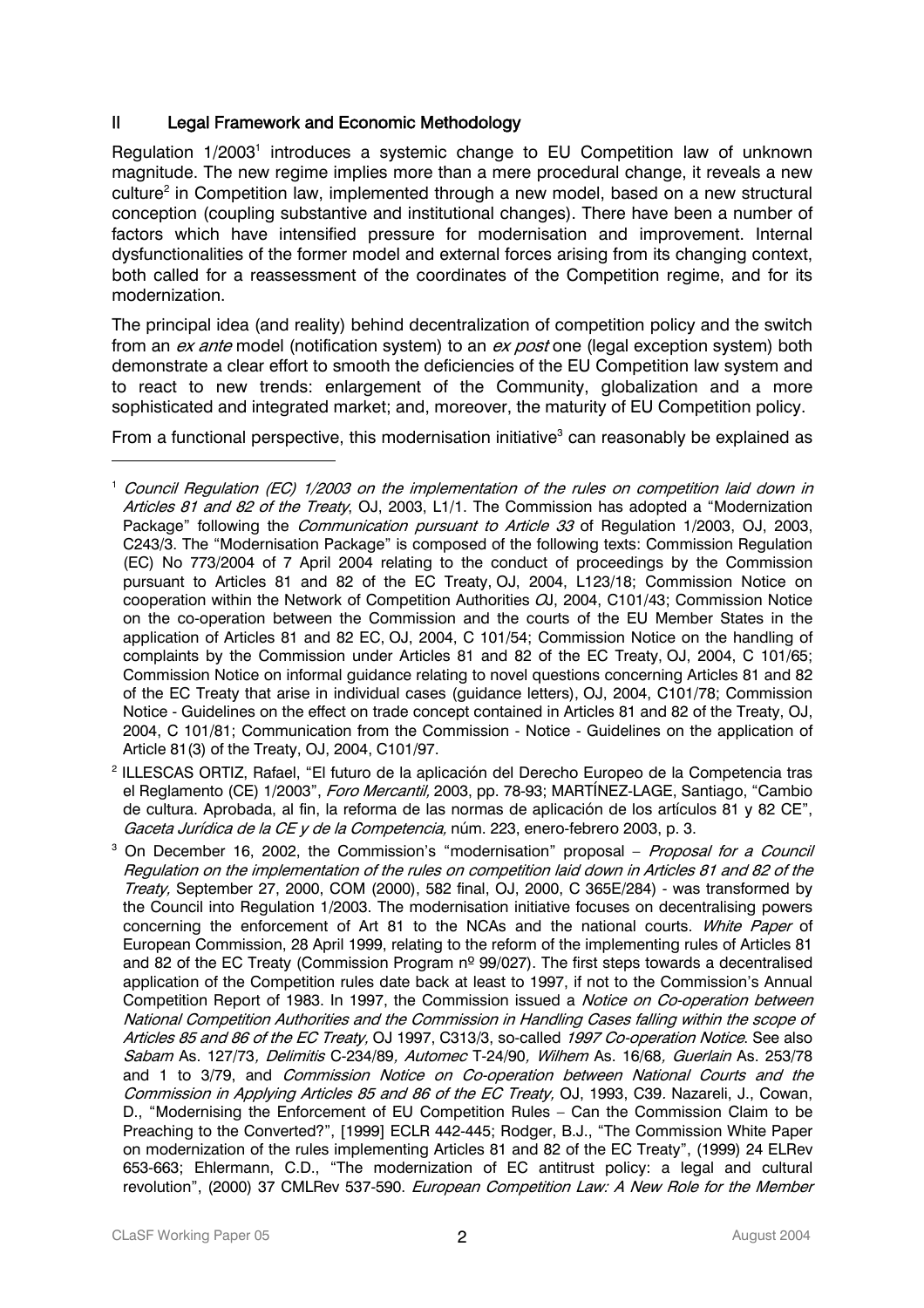## II Legal Framework and Economic Methodology

Regulation 1/2003[1] introduces a systemic change to EU Competition law of unknown magnitude. The new regime implies more than a mere procedural change, it reveals a new culture[2] in Competition law, implemented through a new model, based on a new structural conception (coupling substantive and institutional changes). There have been a number of factors which have intensified pressure for modernisation and improvement. Internal dysfunctionalities of the former model and external forces arising from its changing context, both called for a reassessment of the coordinates of the Competition regime, and for its modernization.

The principal idea (and reality) behind decentralization of competition policy and the switch from an *ex ante* model (notification system) to an *ex post* one (legal exception system) both demonstrate a clear effort to smooth the deficiencies of the EU Competition law system and to react to new trends: enlargement of the Community, globalization and a more sophisticated and integrated market; and, moreover, the maturity of EU Competition policy.

From a functional perspective, this modernisation initiative[3] can reasonably be explained as

---

[1] *Council Regulation (EC) 1/2003 on the implementation of the rules on competition laid down in Articles 81 and 82 of the Treaty*, OJ, 2003, L1/1. The Commission has adopted a "Modernization Package" following the *Communication pursuant to Article 33* of Regulation 1/2003, OJ, 2003, C243/3. The "Modernisation Package" is composed of the following texts: Commission Regulation (EC) No 773/2004 of 7 April 2004 relating to the conduct of proceedings by the Commission pursuant to Articles 81 and 82 of the EC Treaty, OJ, 2004, L123/18; Commission Notice on cooperation within the Network of Competition Authorities *O*J, 2004, C101/43; Commission Notice on the co-operation between the Commission and the courts of the EU Member States in the application of Articles 81 and 82 EC, OJ, 2004, C 101/54; Commission Notice on the handling of complaints by the Commission under Articles 81 and 82 of the EC Treaty, OJ, 2004, C 101/65; Commission Notice on informal guidance relating to novel questions concerning Articles 81 and 82 of the EC Treaty that arise in individual cases (guidance letters), OJ, 2004, C101/78; Commission Notice - Guidelines on the effect on trade concept contained in Articles 81 and 82 of the Treaty, OJ, 2004, C 101/81; Communication from the Commission - Notice - Guidelines on the application of Article 81(3) of the Treaty, OJ, 2004, C101/97.

[2] ILLESCAS ORTIZ, Rafael, "El futuro de la aplicación del Derecho Europeo de la Competencia tras el Reglamento (CE) 1/2003", *Foro Mercantil,* 2003, pp. 78-93; MARTÍNEZ-LAGE, Santiago, "Cambio de cultura. Aprobada, al fin, la reforma de las normas de aplicación de los artículos 81 y 82 CE", *Gaceta Jurídica de la CE y de la Competencia,* núm. 223, enero-febrero 2003, p. 3.

[3] On December 16, 2002, the Commission's "modernisation" proposal – *Proposal for a Council Regulation on the implementation of the rules on competition laid down in Articles 81 and 82 of the Treaty,* September 27, 2000, COM (2000), 582 final, OJ, 2000, C 365E/284) - was transformed by the Council into Regulation 1/2003. The modernisation initiative focuses on decentralising powers concerning the enforcement of Art 81 to the NCAs and the national courts. *White Paper* of European Commission, 28 April 1999, relating to the reform of the implementing rules of Articles 81 and 82 of the EC Treaty (Commission Program nº 99/027). The first steps towards a decentralised application of the Competition rules date back at least to 1997, if not to the Commission's Annual Competition Report of 1983. In 1997, the Commission issued a *Notice on Co-operation between National Competition Authorities and the Commission in Handling Cases falling within the scope of Articles 85 and 86 of the EC Treaty,* OJ 1997, C313/3, so-called *1997 Co-operation Notice*. See also *Sabam* As. 127/73*, Delimitis* C-234/89*, Automec* T-24/90*, Wilhem* As. 16/68*, Guerlain* As. 253/78 and 1 to 3/79, and *Commission Notice on Co-operation between National Courts and the Commission in Applying Articles 85 and 86 of the EC Treaty,* OJ, 1993, C39. Nazareli, J., Cowan, D., "Modernising the Enforcement of EU Competition Rules – Can the Commission Claim to be Preaching to the Converted?", [1999] ECLR 442-445; Rodger, B.J., "The Commission White Paper on modernization of the rules implementing Articles 81 and 82 of the EC Treaty", (1999) 24 ELRev 653-663; Ehlermann, C.D., "The modernization of EC antitrust policy: a legal and cultural revolution", (2000) 37 CMLRev 537-590. *European Competition Law: A New Role for the Member*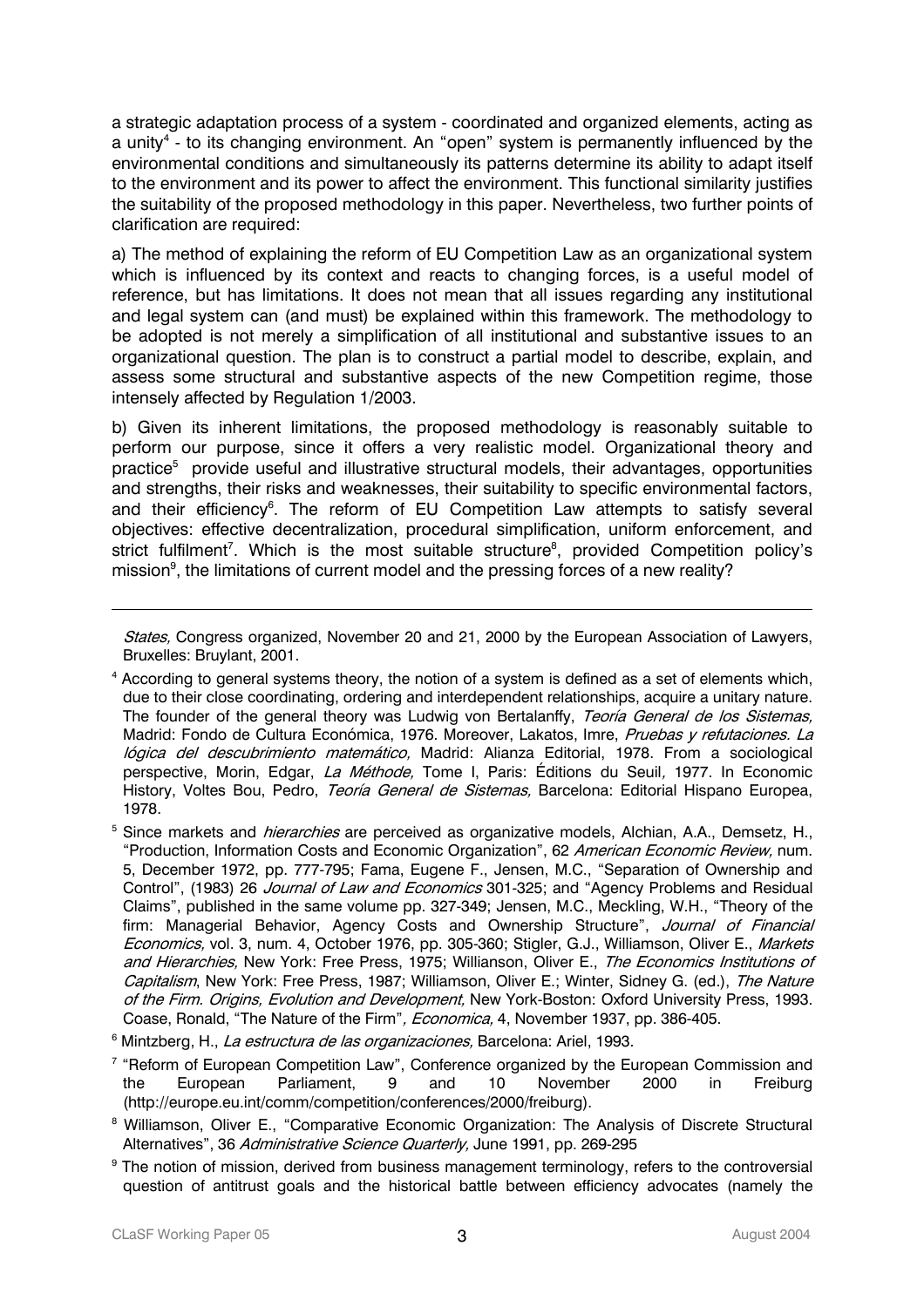a strategic adaptation process of a system - coordinated and organized elements, acting as a unity[4] - to its changing environment. An "open" system is permanently influenced by the environmental conditions and simultaneously its patterns determine its ability to adapt itself to the environment and its power to affect the environment. This functional similarity justifies the suitability of the proposed methodology in this paper. Nevertheless, two further points of clarification are required:

a) The method of explaining the reform of EU Competition Law as an organizational system which is influenced by its context and reacts to changing forces, is a useful model of reference, but has limitations. It does not mean that all issues regarding any institutional and legal system can (and must) be explained within this framework. The methodology to be adopted is not merely a simplification of all institutional and substantive issues to an organizational question. The plan is to construct a partial model to describe, explain, and assess some structural and substantive aspects of the new Competition regime, those intensely affected by Regulation 1/2003.

b) Given its inherent limitations, the proposed methodology is reasonably suitable to perform our purpose, since it offers a very realistic model. Organizational theory and practice[5] provide useful and illustrative structural models, their advantages, opportunities and strengths, their risks and weaknesses, their suitability to specific environmental factors, and their efficiency[6]. The reform of EU Competition Law attempts to satisfy several objectives: effective decentralization, procedural simplification, uniform enforcement, and strict fulfilment[7]. Which is the most suitable structure[8], provided Competition policy's mission[9], the limitations of current model and the pressing forces of a new reality?

---

*States,* Congress organized, November 20 and 21, 2000 by the European Association of Lawyers, Bruxelles: Bruylant, 2001.

[4] According to general systems theory, the notion of a system is defined as a set of elements which, due to their close coordinating, ordering and interdependent relationships, acquire a unitary nature. The founder of the general theory was Ludwig von Bertalanffy, *Teoría General de los Sistemas,* Madrid: Fondo de Cultura Económica, 1976. Moreover, Lakatos, Imre, *Pruebas y refutaciones. La lógica del descubrimiento matemático,* Madrid: Alianza Editorial, 1978. From a sociological perspective, Morin, Edgar, *La Méthode,* Tome I, Paris: Éditions du Seuil*,* 1977. In Economic History, Voltes Bou, Pedro, *Teoría General de Sistemas,* Barcelona: Editorial Hispano Europea, 1978.

[5] Since markets and *hierarchies* are perceived as organizative models, Alchian, A.A., Demsetz, H., "Production, Information Costs and Economic Organization", 62 *American Economic Review,* num. 5, December 1972, pp. 777-795; Fama, Eugene F., Jensen, M.C., "Separation of Ownership and Control", (1983) 26 *Journal of Law and Economics* 301-325; and "Agency Problems and Residual Claims", published in the same volume pp. 327-349; Jensen, M.C., Meckling, W.H., "Theory of the firm: Managerial Behavior, Agency Costs and Ownership Structure", *Journal of Financial Economics,* vol. 3, num. 4, October 1976, pp. 305-360; Stigler, G.J., Williamson, Oliver E., *Markets and Hierarchies,* New York: Free Press, 1975; Willianson, Oliver E., *The Economics Institutions of Capitalism*, New York: Free Press, 1987; Williamson, Oliver E.; Winter, Sidney G. (ed.), *The Nature of the Firm. Origins, Evolution and Development,* New York-Boston: Oxford University Press, 1993. Coase, Ronald, "The Nature of the Firm"*, Economica,* 4, November 1937, pp. 386-405.

[6] Mintzberg, H., *La estructura de las organizaciones,* Barcelona: Ariel, 1993.

[7] "Reform of European Competition Law", Conference organized by the European Commission and the European Parliament, 9 and 10 November 2000 in Freiburg (http://europe.eu.int/comm/competition/conferences/2000/freiburg).

[8] Williamson, Oliver E., "Comparative Economic Organization: The Analysis of Discrete Structural Alternatives", 36 *Administrative Science Quarterly,* June 1991, pp. 269-295

[9] The notion of mission, derived from business management terminology, refers to the controversial question of antitrust goals and the historical battle between efficiency advocates (namely the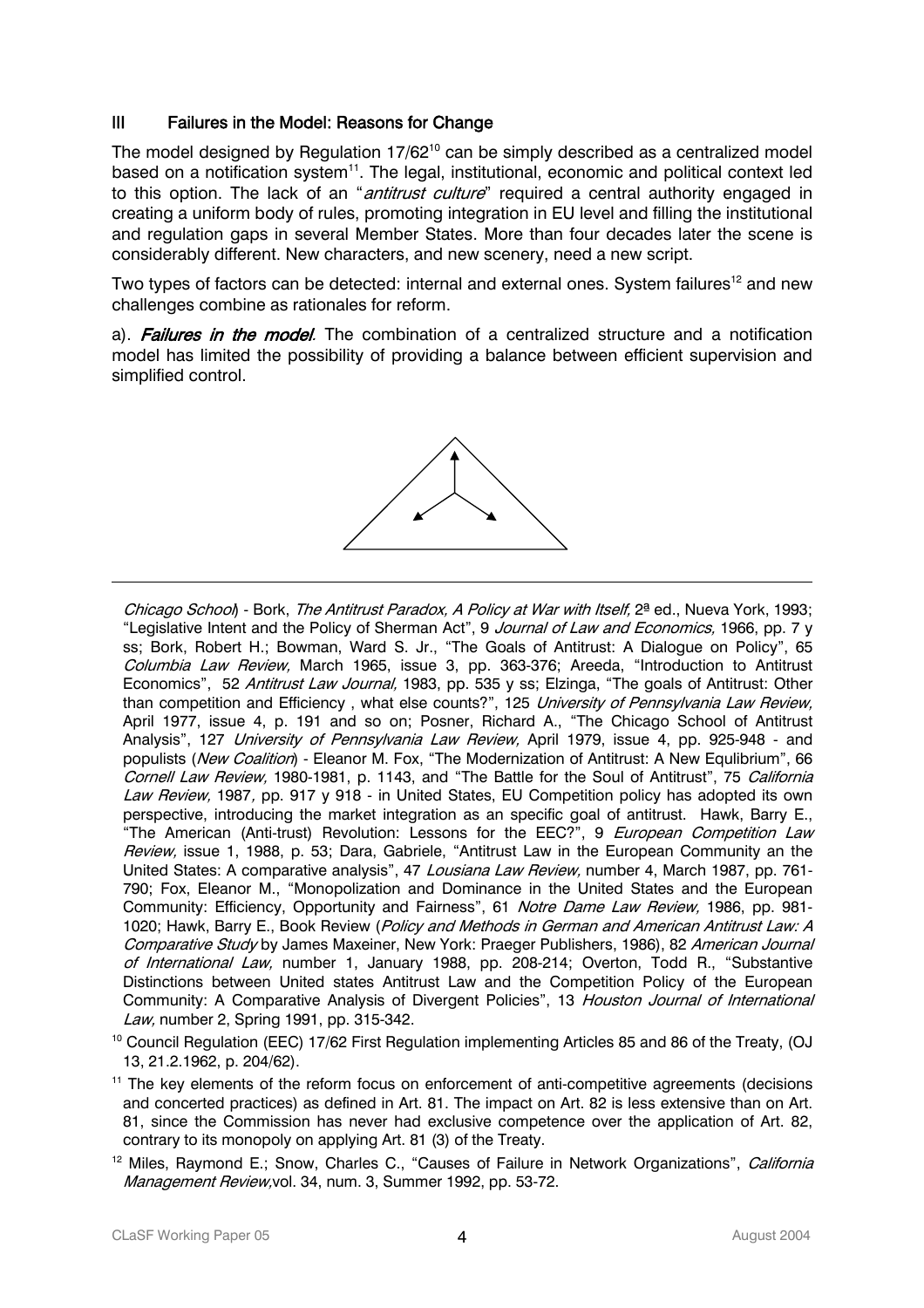## III Failures in the Model: Reasons for Change

The model designed by Regulation 17/62[10] can be simply described as a centralized model based on a notification system[11]. The legal, institutional, economic and political context led to this option. The lack of an "*antitrust culture*" required a central authority engaged in creating a uniform body of rules, promoting integration in EU level and filling the institutional and regulation gaps in several Member States. More than four decades later the scene is considerably different. New characters, and new scenery, need a new script.

Two types of factors can be detected: internal and external ones. System failures[12] and new challenges combine as rationales for reform.

a). ***Failures in the model***. The combination of a centralized structure and a notification model has limited the possibility of providing a balance between efficient supervision and simplified control.

---

*Chicago School*) - Bork, *The Antitrust Paradox, A Policy at War with Itself,* 2ª ed., Nueva York, 1993; "Legislative Intent and the Policy of Sherman Act", 9 *Journal of Law and Economics,* 1966, pp. 7 y ss; Bork, Robert H.; Bowman, Ward S. Jr., "The Goals of Antitrust: A Dialogue on Policy", 65 *Columbia Law Review,* March 1965, issue 3, pp. 363-376; Areeda, "Introduction to Antitrust Economics", 52 *Antitrust Law Journal,* 1983, pp. 535 y ss; Elzinga, "The goals of Antitrust: Other than competition and Efficiency , what else counts?", 125 *University of Pennsylvania Law Review,* April 1977, issue 4, p. 191 and so on; Posner, Richard A., "The Chicago School of Antitrust Analysis", 127 *University of Pennsylvania Law Review,* April 1979, issue 4, pp. 925-948 - and populists (*New Coalition*) - Eleanor M. Fox, "The Modernization of Antitrust: A New Equlibrium", 66 *Cornell Law Review,* 1980-1981, p. 1143, and "The Battle for the Soul of Antitrust", 75 *California Law Review,* 1987, pp. 917 y 918 - in United States, EU Competition policy has adopted its own perspective, introducing the market integration as an specific goal of antitrust. Hawk, Barry E., "The American (Anti-trust) Revolution: Lessons for the EEC?", 9 *European Competition Law Review,* issue 1, 1988, p. 53; Dara, Gabriele, "Antitrust Law in the European Community an the United States: A comparative analysis", 47 *Lousiana Law Review,* number 4, March 1987, pp. 761-790; Fox, Eleanor M., "Monopolization and Dominance in the United States and the European Community: Efficiency, Opportunity and Fairness", 61 *Notre Dame Law Review,* 1986, pp. 981-1020; Hawk, Barry E., Book Review (*Policy and Methods in German and American Antitrust Law: A Comparative Study* by James Maxeiner, New York: Praeger Publishers, 1986), 82 *American Journal of International Law,* number 1, January 1988, pp. 208-214; Overton, Todd R., "Substantive Distinctions between United states Antitrust Law and the Competition Policy of the European Community: A Comparative Analysis of Divergent Policies", 13 *Houston Journal of International Law,* number 2, Spring 1991, pp. 315-342.

[10] Council Regulation (EEC) 17/62 First Regulation implementing Articles 85 and 86 of the Treaty, (OJ 13, 21.2.1962, p. 204/62).

[11] The key elements of the reform focus on enforcement of anti-competitive agreements (decisions and concerted practices) as defined in Art. 81. The impact on Art. 82 is less extensive than on Art. 81, since the Commission has never had exclusive competence over the application of Art. 82, contrary to its monopoly on applying Art. 81 (3) of the Treaty.

[12] Miles, Raymond E.; Snow, Charles C., "Causes of Failure in Network Organizations", *California Management Review,*vol. 34, num. 3, Summer 1992, pp. 53-72.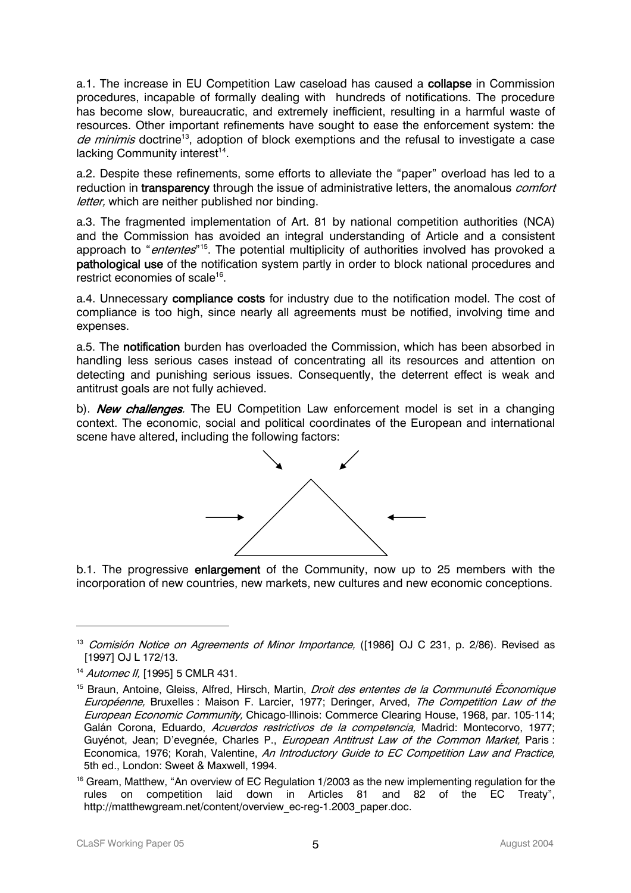a.1. The increase in EU Competition Law caseload has caused a **collapse** in Commission procedures, incapable of formally dealing with hundreds of notifications. The procedure has become slow, bureaucratic, and extremely inefficient, resulting in a harmful waste of resources. Other important refinements have sought to ease the enforcement system: the *de minimis* doctrine[13], adoption of block exemptions and the refusal to investigate a case lacking Community interest[14].

a.2. Despite these refinements, some efforts to alleviate the "paper" overload has led to a reduction in **transparency** through the issue of administrative letters, the anomalous *comfort letter,* which are neither published nor binding.

a.3. The fragmented implementation of Art. 81 by national competition authorities (NCA) and the Commission has avoided an integral understanding of Article and a consistent approach to "*ententes*"[15]. The potential multiplicity of authorities involved has provoked a **pathological use** of the notification system partly in order to block national procedures and restrict economies of scale[16].

a.4. Unnecessary **compliance costs** for industry due to the notification model. The cost of compliance is too high, since nearly all agreements must be notified, involving time and expenses.

a.5. The **notification** burden has overloaded the Commission, which has been absorbed in handling less serious cases instead of concentrating all its resources and attention on detecting and punishing serious issues. Consequently, the deterrent effect is weak and antitrust goals are not fully achieved.

b). ***New challenges.*** The EU Competition Law enforcement model is set in a changing context. The economic, social and political coordinates of the European and international scene have altered, including the following factors:

b.1. The progressive **enlargement** of the Community, now up to 25 members with the incorporation of new countries, new markets, new cultures and new economic conceptions.

---

[13] *Comisión Notice on Agreements of Minor Importance,* ([1986] OJ C 231, p. 2/86). Revised as [1997] OJ L 172/13.

[14] *Automec II,* [1995] 5 CMLR 431.

[15] Braun, Antoine, Gleiss, Alfred, Hirsch, Martin, *Droit des ententes de la Communuté Économique Européenne,* Bruxelles : Maison F. Larcier, 1977; Deringer, Arved, *The Competition Law of the European Economic Community,* Chicago-Illinois: Commerce Clearing House, 1968, par. 105-114; Galán Corona, Eduardo, *Acuerdos restrictivos de la competencia,* Madrid: Montecorvo, 1977; Guyénot, Jean; D'evegnée, Charles P., *European Antitrust Law of the Common Market,* Paris : Economica, 1976; Korah, Valentine, *An Introductory Guide to EC Competition Law and Practice,* 5th ed., London: Sweet & Maxwell, 1994.

[16] Gream, Matthew, "An overview of EC Regulation 1/2003 as the new implementing regulation for the rules on competition laid down in Articles 81 and 82 of the EC Treaty", http://matthewgream.net/content/overview_ec-reg-1.2003_paper.doc.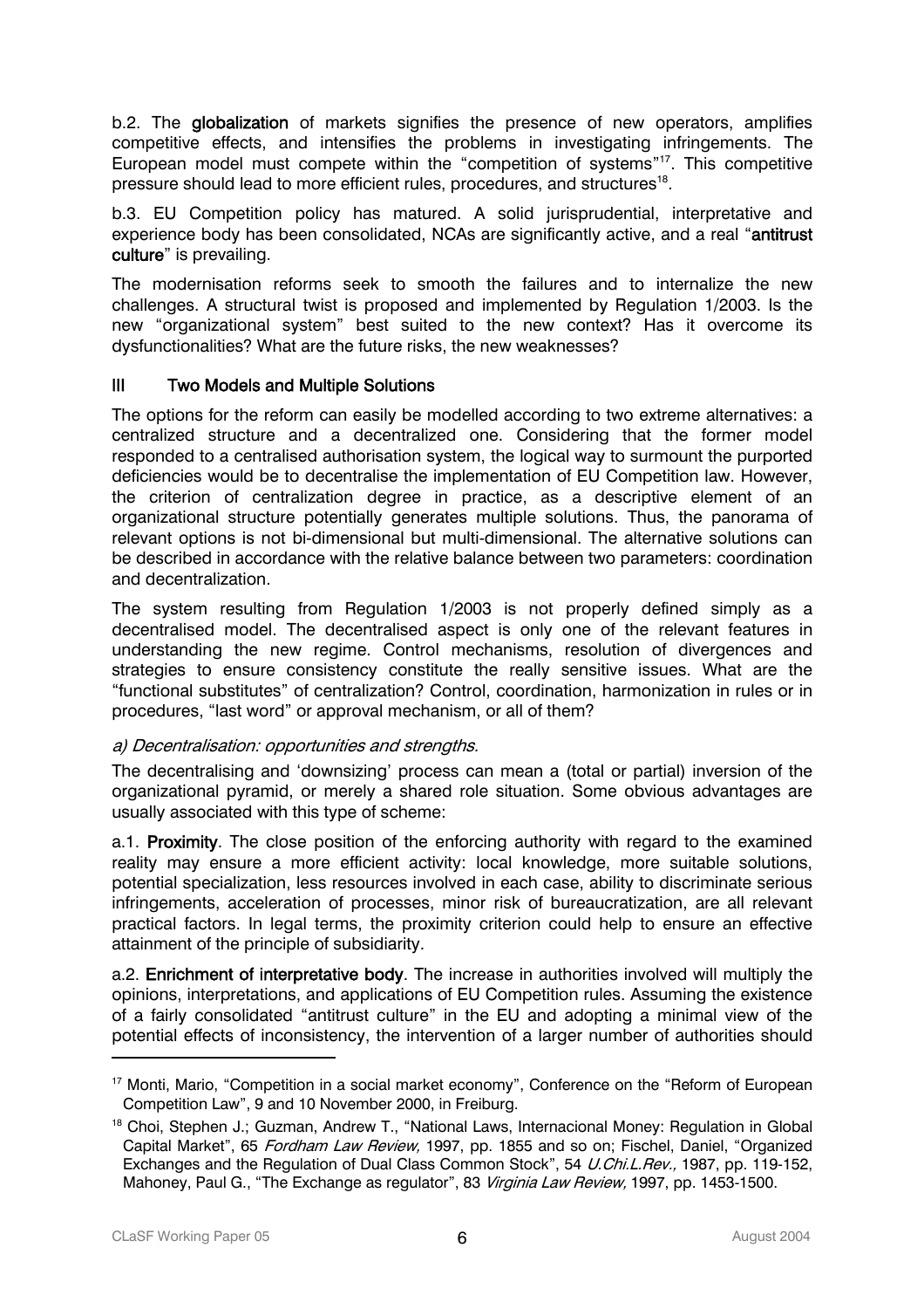b.2. The **globalization** of markets signifies the presence of new operators, amplifies competitive effects, and intensifies the problems in investigating infringements. The European model must compete within the "competition of systems"[17]. This competitive pressure should lead to more efficient rules, procedures, and structures[18].

b.3. EU Competition policy has matured. A solid jurisprudential, interpretative and experience body has been consolidated, NCAs are significantly active, and a real "**antitrust culture**" is prevailing.

The modernisation reforms seek to smooth the failures and to internalize the new challenges. A structural twist is proposed and implemented by Regulation 1/2003. Is the new "organizational system" best suited to the new context? Has it overcome its dysfunctionalities? What are the future risks, the new weaknesses?

## III Two Models and Multiple Solutions

The options for the reform can easily be modelled according to two extreme alternatives: a centralized structure and a decentralized one. Considering that the former model responded to a centralised authorisation system, the logical way to surmount the purported deficiencies would be to decentralise the implementation of EU Competition law. However, the criterion of centralization degree in practice, as a descriptive element of an organizational structure potentially generates multiple solutions. Thus, the panorama of relevant options is not bi-dimensional but multi-dimensional. The alternative solutions can be described in accordance with the relative balance between two parameters: coordination and decentralization.

The system resulting from Regulation 1/2003 is not properly defined simply as a decentralised model. The decentralised aspect is only one of the relevant features in understanding the new regime. Control mechanisms, resolution of divergences and strategies to ensure consistency constitute the really sensitive issues. What are the "functional substitutes" of centralization? Control, coordination, harmonization in rules or in procedures, "last word" or approval mechanism, or all of them?

### *a) Decentralisation: opportunities and strengths.*

The decentralising and 'downsizing' process can mean a (total or partial) inversion of the organizational pyramid, or merely a shared role situation. Some obvious advantages are usually associated with this type of scheme:

a.1. **Proximity**. The close position of the enforcing authority with regard to the examined reality may ensure a more efficient activity: local knowledge, more suitable solutions, potential specialization, less resources involved in each case, ability to discriminate serious infringements, acceleration of processes, minor risk of bureaucratization, are all relevant practical factors. In legal terms, the proximity criterion could help to ensure an effective attainment of the principle of subsidiarity.

a.2. **Enrichment of interpretative body**. The increase in authorities involved will multiply the opinions, interpretations, and applications of EU Competition rules. Assuming the existence of a fairly consolidated "antitrust culture" in the EU and adopting a minimal view of the potential effects of inconsistency, the intervention of a larger number of authorities should

---

[17] Monti, Mario, "Competition in a social market economy", Conference on the "Reform of European Competition Law", 9 and 10 November 2000, in Freiburg.

[18] Choi, Stephen J.; Guzman, Andrew T., "National Laws, Internacional Money: Regulation in Global Capital Market", 65 *Fordham Law Review,* 1997, pp. 1855 and so on; Fischel, Daniel, "Organized Exchanges and the Regulation of Dual Class Common Stock", 54 *U.Chi.L.Rev.,* 1987, pp. 119-152, Mahoney, Paul G., "The Exchange as regulator", 83 *Virginia Law Review,* 1997, pp. 1453-1500.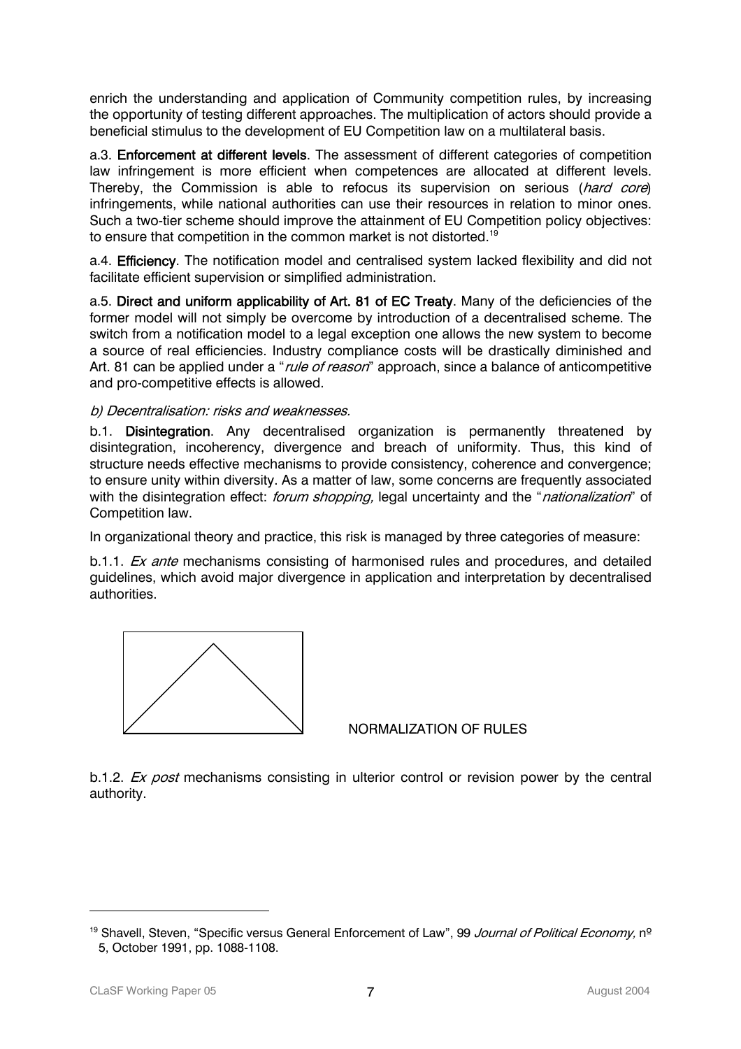enrich the understanding and application of Community competition rules, by increasing the opportunity of testing different approaches. The multiplication of actors should provide a beneficial stimulus to the development of EU Competition law on a multilateral basis.

a.3. **Enforcement at different levels**. The assessment of different categories of competition law infringement is more efficient when competences are allocated at different levels. Thereby, the Commission is able to refocus its supervision on serious (*hard core*) infringements, while national authorities can use their resources in relation to minor ones. Such a two-tier scheme should improve the attainment of EU Competition policy objectives: to ensure that competition in the common market is not distorted.[19]

a.4. **Efficiency**. The notification model and centralised system lacked flexibility and did not facilitate efficient supervision or simplified administration.

a.5. **Direct and uniform applicability of Art. 81 of EC Treaty**. Many of the deficiencies of the former model will not simply be overcome by introduction of a decentralised scheme. The switch from a notification model to a legal exception one allows the new system to become a source of real efficiencies. Industry compliance costs will be drastically diminished and Art. 81 can be applied under a "*rule of reason*" approach, since a balance of anticompetitive and pro-competitive effects is allowed.

*b) Decentralisation: risks and weaknesses.*

b.1. **Disintegration**. Any decentralised organization is permanently threatened by disintegration, incoherency, divergence and breach of uniformity. Thus, this kind of structure needs effective mechanisms to provide consistency, coherence and convergence; to ensure unity within diversity. As a matter of law, some concerns are frequently associated with the disintegration effect: *forum shopping,* legal uncertainty and the "*nationalization*" of Competition law.

In organizational theory and practice, this risk is managed by three categories of measure:

b.1.1. *Ex ante* mechanisms consisting of harmonised rules and procedures, and detailed guidelines, which avoid major divergence in application and interpretation by decentralised authorities.

NORMALIZATION OF RULES

b.1.2. *Ex post* mechanisms consisting in ulterior control or revision power by the central authority.

---

[19] Shavell, Steven, "Specific versus General Enforcement of Law", 99 *Journal of Political Economy,* nº 5, October 1991, pp. 1088-1108.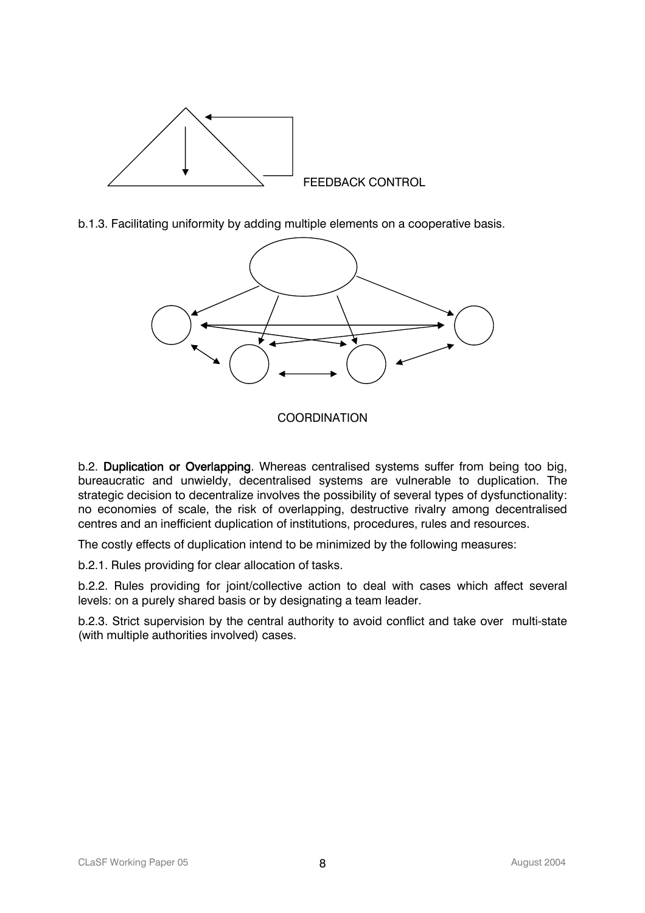FEEDBACK CONTROL

b.1.3. Facilitating uniformity by adding multiple elements on a cooperative basis.

COORDINATION

b.2. **Duplication or Overlapping**. Whereas centralised systems suffer from being too big, bureaucratic and unwieldy, decentralised systems are vulnerable to duplication. The strategic decision to decentralize involves the possibility of several types of dysfunctionality: no economies of scale, the risk of overlapping, destructive rivalry among decentralised centres and an inefficient duplication of institutions, procedures, rules and resources.

The costly effects of duplication intend to be minimized by the following measures:

b.2.1. Rules providing for clear allocation of tasks.

b.2.2. Rules providing for joint/collective action to deal with cases which affect several levels: on a purely shared basis or by designating a team leader.

b.2.3. Strict supervision by the central authority to avoid conflict and take over multi-state (with multiple authorities involved) cases.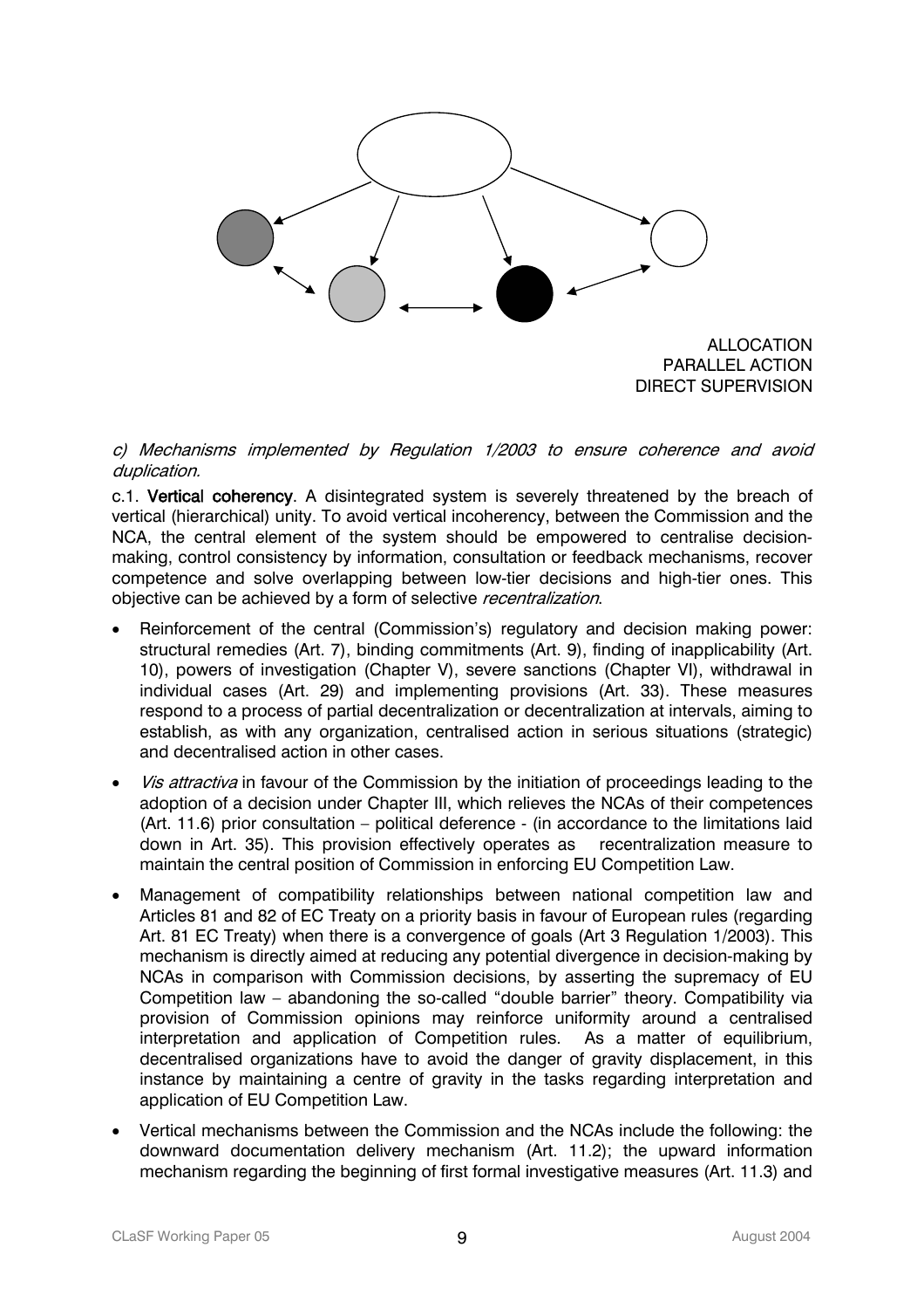ALLOCATION
PARALLEL ACTION
DIRECT SUPERVISION

*c) Mechanisms implemented by Regulation 1/2003 to ensure coherence and avoid duplication.*

c.1. **Vertical coherency**. A disintegrated system is severely threatened by the breach of vertical (hierarchical) unity. To avoid vertical incoherency, between the Commission and the NCA, the central element of the system should be empowered to centralise decision-making, control consistency by information, consultation or feedback mechanisms, recover competence and solve overlapping between low-tier decisions and high-tier ones. This objective can be achieved by a form of selective *recentralization*.

- Reinforcement of the central (Commission's) regulatory and decision making power: structural remedies (Art. 7), binding commitments (Art. 9), finding of inapplicability (Art. 10), powers of investigation (Chapter V), severe sanctions (Chapter VI), withdrawal in individual cases (Art. 29) and implementing provisions (Art. 33). These measures respond to a process of partial decentralization or decentralization at intervals, aiming to establish, as with any organization, centralised action in serious situations (strategic) and decentralised action in other cases.
- *Vis attractiva* in favour of the Commission by the initiation of proceedings leading to the adoption of a decision under Chapter III, which relieves the NCAs of their competences (Art. 11.6) prior consultation – political deference - (in accordance to the limitations laid down in Art. 35). This provision effectively operates as recentralization measure to maintain the central position of Commission in enforcing EU Competition Law.
- Management of compatibility relationships between national competition law and Articles 81 and 82 of EC Treaty on a priority basis in favour of European rules (regarding Art. 81 EC Treaty) when there is a convergence of goals (Art 3 Regulation 1/2003). This mechanism is directly aimed at reducing any potential divergence in decision-making by NCAs in comparison with Commission decisions, by asserting the supremacy of EU Competition law – abandoning the so-called "double barrier" theory. Compatibility via provision of Commission opinions may reinforce uniformity around a centralised interpretation and application of Competition rules. As a matter of equilibrium, decentralised organizations have to avoid the danger of gravity displacement, in this instance by maintaining a centre of gravity in the tasks regarding interpretation and application of EU Competition Law.
- Vertical mechanisms between the Commission and the NCAs include the following: the downward documentation delivery mechanism (Art. 11.2); the upward information mechanism regarding the beginning of first formal investigative measures (Art. 11.3) and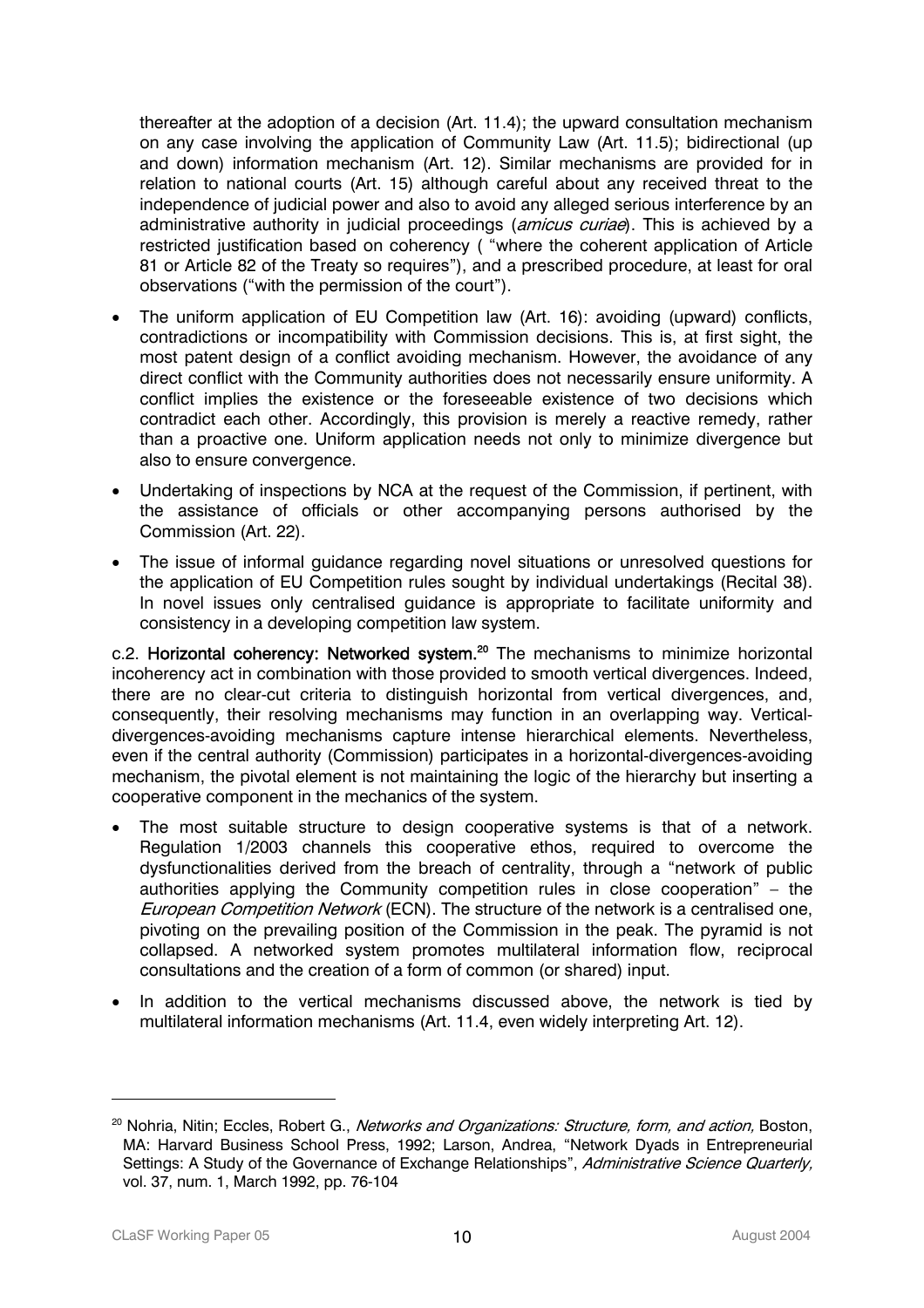thereafter at the adoption of a decision (Art. 11.4); the upward consultation mechanism on any case involving the application of Community Law (Art. 11.5); bidirectional (up and down) information mechanism (Art. 12). Similar mechanisms are provided for in relation to national courts (Art. 15) although careful about any received threat to the independence of judicial power and also to avoid any alleged serious interference by an administrative authority in judicial proceedings (*amicus curiae*). This is achieved by a restricted justification based on coherency ( "where the coherent application of Article 81 or Article 82 of the Treaty so requires"), and a prescribed procedure, at least for oral observations ("with the permission of the court").

- The uniform application of EU Competition law (Art. 16): avoiding (upward) conflicts, contradictions or incompatibility with Commission decisions. This is, at first sight, the most patent design of a conflict avoiding mechanism. However, the avoidance of any direct conflict with the Community authorities does not necessarily ensure uniformity. A conflict implies the existence or the foreseeable existence of two decisions which contradict each other. Accordingly, this provision is merely a reactive remedy, rather than a proactive one. Uniform application needs not only to minimize divergence but also to ensure convergence.
- Undertaking of inspections by NCA at the request of the Commission, if pertinent, with the assistance of officials or other accompanying persons authorised by the Commission (Art. 22).
- The issue of informal guidance regarding novel situations or unresolved questions for the application of EU Competition rules sought by individual undertakings (Recital 38). In novel issues only centralised guidance is appropriate to facilitate uniformity and consistency in a developing competition law system.

c.2. **Horizontal coherency: Networked system.**[20] The mechanisms to minimize horizontal incoherency act in combination with those provided to smooth vertical divergences. Indeed, there are no clear-cut criteria to distinguish horizontal from vertical divergences, and, consequently, their resolving mechanisms may function in an overlapping way. Vertical-divergences-avoiding mechanisms capture intense hierarchical elements. Nevertheless, even if the central authority (Commission) participates in a horizontal-divergences-avoiding mechanism, the pivotal element is not maintaining the logic of the hierarchy but inserting a cooperative component in the mechanics of the system.

- The most suitable structure to design cooperative systems is that of a network. Regulation 1/2003 channels this cooperative ethos, required to overcome the dysfunctionalities derived from the breach of centrality, through a "network of public authorities applying the Community competition rules in close cooperation" – the *European Competition Network* (ECN). The structure of the network is a centralised one, pivoting on the prevailing position of the Commission in the peak. The pyramid is not collapsed. A networked system promotes multilateral information flow, reciprocal consultations and the creation of a form of common (or shared) input.
- In addition to the vertical mechanisms discussed above, the network is tied by multilateral information mechanisms (Art. 11.4, even widely interpreting Art. 12).

[20] Nohria, Nitin; Eccles, Robert G., *Networks and Organizations: Structure, form, and action,* Boston, MA: Harvard Business School Press, 1992; Larson, Andrea, "Network Dyads in Entrepreneurial Settings: A Study of the Governance of Exchange Relationships", *Administrative Science Quarterly,* vol. 37, num. 1, March 1992, pp. 76-104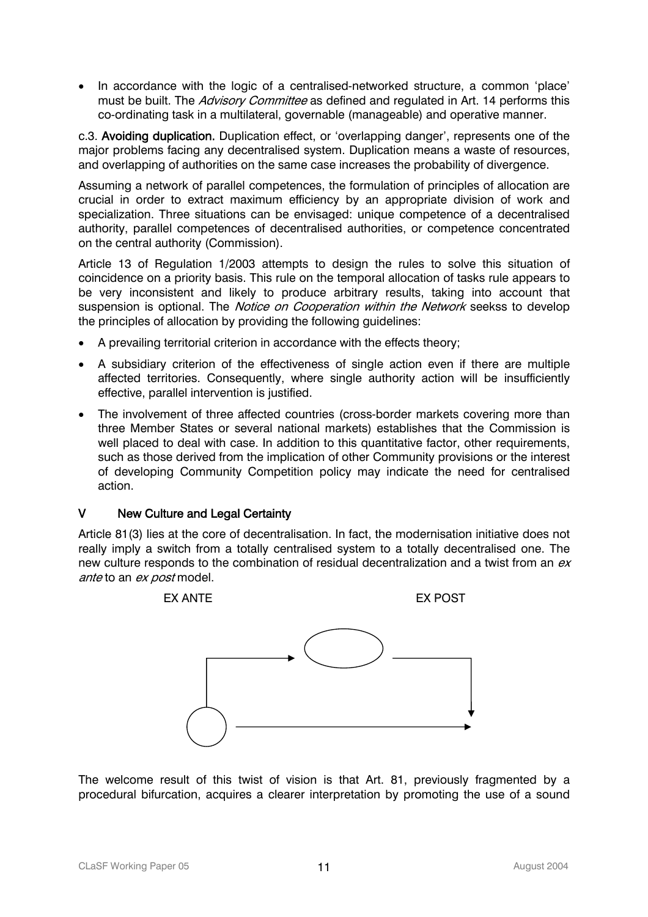- In accordance with the logic of a centralised-networked structure, a common 'place' must be built. The *Advisory Committee* as defined and regulated in Art. 14 performs this co-ordinating task in a multilateral, governable (manageable) and operative manner.

c.3. **Avoiding duplication.** Duplication effect, or 'overlapping danger', represents one of the major problems facing any decentralised system. Duplication means a waste of resources, and overlapping of authorities on the same case increases the probability of divergence.

Assuming a network of parallel competences, the formulation of principles of allocation are crucial in order to extract maximum efficiency by an appropriate division of work and specialization. Three situations can be envisaged: unique competence of a decentralised authority, parallel competences of decentralised authorities, or competence concentrated on the central authority (Commission).

Article 13 of Regulation 1/2003 attempts to design the rules to solve this situation of coincidence on a priority basis. This rule on the temporal allocation of tasks rule appears to be very inconsistent and likely to produce arbitrary results, taking into account that suspension is optional. The *Notice on Cooperation within the Network* seekss to develop the principles of allocation by providing the following guidelines:

- A prevailing territorial criterion in accordance with the effects theory;
- A subsidiary criterion of the effectiveness of single action even if there are multiple affected territories. Consequently, where single authority action will be insufficiently effective, parallel intervention is justified.
- The involvement of three affected countries (cross-border markets covering more than three Member States or several national markets) establishes that the Commission is well placed to deal with case. In addition to this quantitative factor, other requirements, such as those derived from the implication of other Community provisions or the interest of developing Community Competition policy may indicate the need for centralised action.

## V New Culture and Legal Certainty

Article 81(3) lies at the core of decentralisation. In fact, the modernisation initiative does not really imply a switch from a totally centralised system to a totally decentralised one. The new culture responds to the combination of residual decentralization and a twist from an *ex ante* to an *ex post* model.

EX ANTE EX POST

The welcome result of this twist of vision is that Art. 81, previously fragmented by a procedural bifurcation, acquires a clearer interpretation by promoting the use of a sound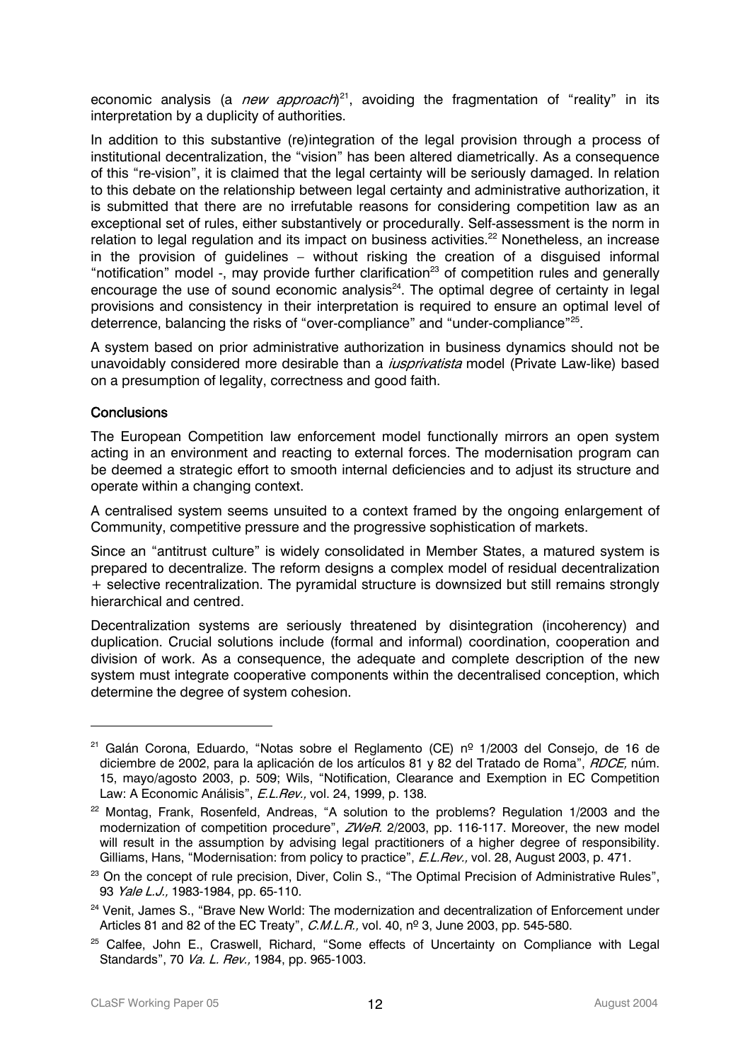economic analysis (a *new approach*)[21], avoiding the fragmentation of "reality" in its interpretation by a duplicity of authorities.

In addition to this substantive (re)integration of the legal provision through a process of institutional decentralization, the "vision" has been altered diametrically. As a consequence of this "re-vision", it is claimed that the legal certainty will be seriously damaged. In relation to this debate on the relationship between legal certainty and administrative authorization, it is submitted that there are no irrefutable reasons for considering competition law as an exceptional set of rules, either substantively or procedurally. Self-assessment is the norm in relation to legal regulation and its impact on business activities.[22] Nonetheless, an increase in the provision of guidelines – without risking the creation of a disguised informal "notification" model -, may provide further clarification[23] of competition rules and generally encourage the use of sound economic analysis[24]. The optimal degree of certainty in legal provisions and consistency in their interpretation is required to ensure an optimal level of deterrence, balancing the risks of "over-compliance" and "under-compliance"[25].

A system based on prior administrative authorization in business dynamics should not be unavoidably considered more desirable than a *iusprivatista* model (Private Law-like) based on a presumption of legality, correctness and good faith.

## Conclusions

The European Competition law enforcement model functionally mirrors an open system acting in an environment and reacting to external forces. The modernisation program can be deemed a strategic effort to smooth internal deficiencies and to adjust its structure and operate within a changing context.

A centralised system seems unsuited to a context framed by the ongoing enlargement of Community, competitive pressure and the progressive sophistication of markets.

Since an "antitrust culture" is widely consolidated in Member States, a matured system is prepared to decentralize. The reform designs a complex model of residual decentralization + selective recentralization. The pyramidal structure is downsized but still remains strongly hierarchical and centred.

Decentralization systems are seriously threatened by disintegration (incoherency) and duplication. Crucial solutions include (formal and informal) coordination, cooperation and division of work. As a consequence, the adequate and complete description of the new system must integrate cooperative components within the decentralised conception, which determine the degree of system cohesion.

---

[21] Galán Corona, Eduardo, "Notas sobre el Reglamento (CE) nº 1/2003 del Consejo, de 16 de diciembre de 2002, para la aplicación de los artículos 81 y 82 del Tratado de Roma", *RDCE,* núm. 15, mayo/agosto 2003, p. 509; Wils, "Notification, Clearance and Exemption in EC Competition Law: A Economic Análisis", *E.L.Rev.,* vol. 24, 1999, p. 138.

[22] Montag, Frank, Rosenfeld, Andreas, "A solution to the problems? Regulation 1/2003 and the modernization of competition procedure", *ZWeR.* 2/2003, pp. 116-117. Moreover, the new model will result in the assumption by advising legal practitioners of a higher degree of responsibility. Gilliams, Hans, "Modernisation: from policy to practice", *E.L.Rev.,* vol. 28, August 2003, p. 471.

[23] On the concept of rule precision, Diver, Colin S., "The Optimal Precision of Administrative Rules", 93 *Yale L.J.,* 1983-1984, pp. 65-110.

[24] Venit, James S., "Brave New World: The modernization and decentralization of Enforcement under Articles 81 and 82 of the EC Treaty", *C.M.L.R.,* vol. 40, nº 3, June 2003, pp. 545-580.

[25] Calfee, John E., Craswell, Richard, "Some effects of Uncertainty on Compliance with Legal Standards", 70 *Va. L. Rev.,* 1984, pp. 965-1003.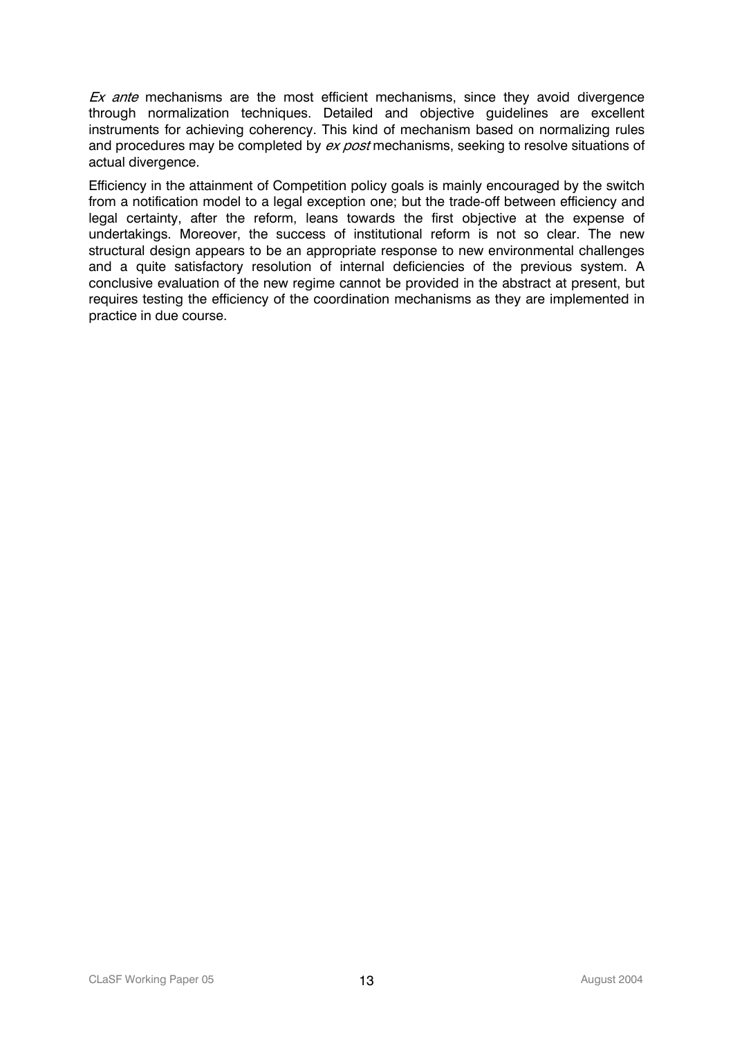*Ex ante* mechanisms are the most efficient mechanisms, since they avoid divergence through normalization techniques. Detailed and objective guidelines are excellent instruments for achieving coherency. This kind of mechanism based on normalizing rules and procedures may be completed by *ex post* mechanisms, seeking to resolve situations of actual divergence.

Efficiency in the attainment of Competition policy goals is mainly encouraged by the switch from a notification model to a legal exception one; but the trade-off between efficiency and legal certainty, after the reform, leans towards the first objective at the expense of undertakings. Moreover, the success of institutional reform is not so clear. The new structural design appears to be an appropriate response to new environmental challenges and a quite satisfactory resolution of internal deficiencies of the previous system. A conclusive evaluation of the new regime cannot be provided in the abstract at present, but requires testing the efficiency of the coordination mechanisms as they are implemented in practice in due course.